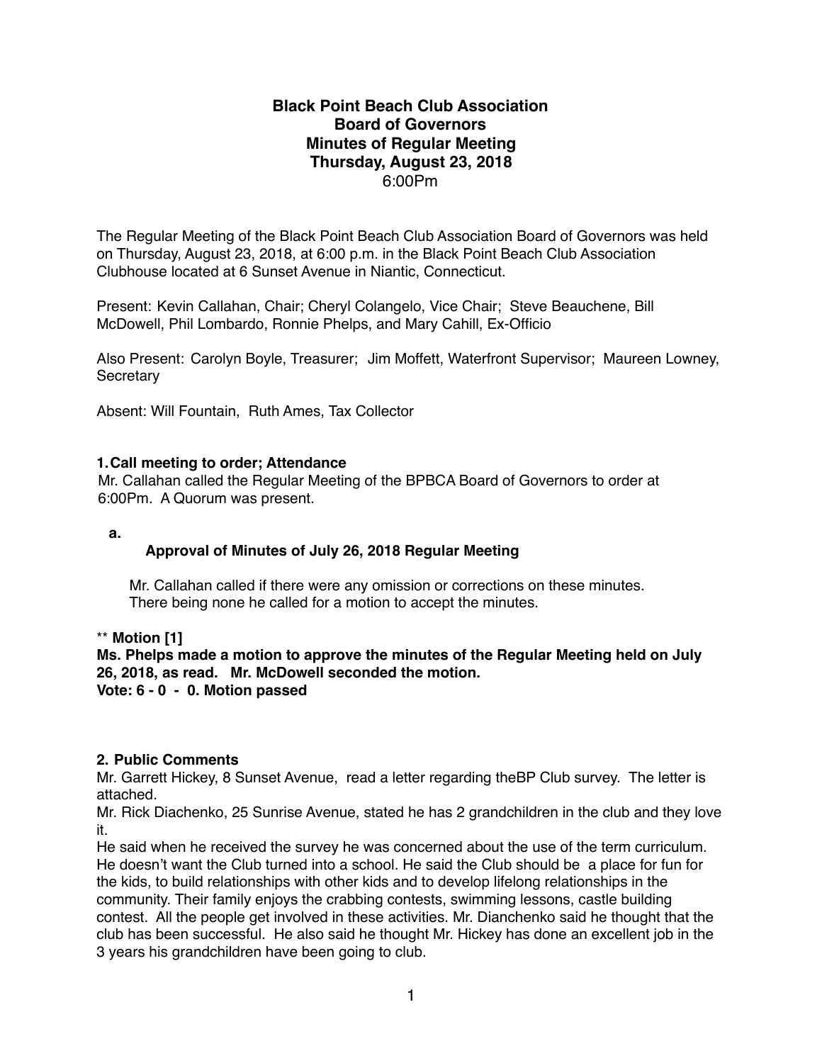**Black Point Beach Club Association**
**Board of Governors**
**Minutes of Regular Meeting**
**Thursday, August 23, 2018**
6:00Pm

The Regular Meeting of the Black Point Beach Club Association Board of Governors was held on Thursday, August 23, 2018, at 6:00 p.m. in the Black Point Beach Club Association Clubhouse located at 6 Sunset Avenue in Niantic, Connecticut.

Present: Kevin Callahan, Chair; Cheryl Colangelo, Vice Chair; Steve Beauchene, Bill McDowell, Phil Lombardo, Ronnie Phelps, and Mary Cahill, Ex-Officio

Also Present: Carolyn Boyle, Treasurer; Jim Moffett, Waterfront Supervisor; Maureen Lowney, Secretary

Absent: Will Fountain, Ruth Ames, Tax Collector

## 1. Call meeting to order; Attendance

Mr. Callahan called the Regular Meeting of the BPBCA Board of Governors to order at 6:00Pm. A Quorum was present.

**a.**

**Approval of Minutes of July 26, 2018 Regular Meeting**

Mr. Callahan called if there were any omission or corrections on these minutes. There being none he called for a motion to accept the minutes.

** **Motion [1]**
**Ms. Phelps made a motion to approve the minutes of the Regular Meeting held on July 26, 2018, as read. Mr. McDowell seconded the motion.**
**Vote: 6 - 0 - 0. Motion passed**

## 2. Public Comments

Mr. Garrett Hickey, 8 Sunset Avenue, read a letter regarding theBP Club survey. The letter is attached.

Mr. Rick Diachenko, 25 Sunrise Avenue, stated he has 2 grandchildren in the club and they love it.

He said when he received the survey he was concerned about the use of the term curriculum. He doesn't want the Club turned into a school. He said the Club should be a place for fun for the kids, to build relationships with other kids and to develop lifelong relationships in the community. Their family enjoys the crabbing contests, swimming lessons, castle building contest. All the people get involved in these activities. Mr. Dianchenko said he thought that the club has been successful. He also said he thought Mr. Hickey has done an excellent job in the 3 years his grandchildren have been going to club.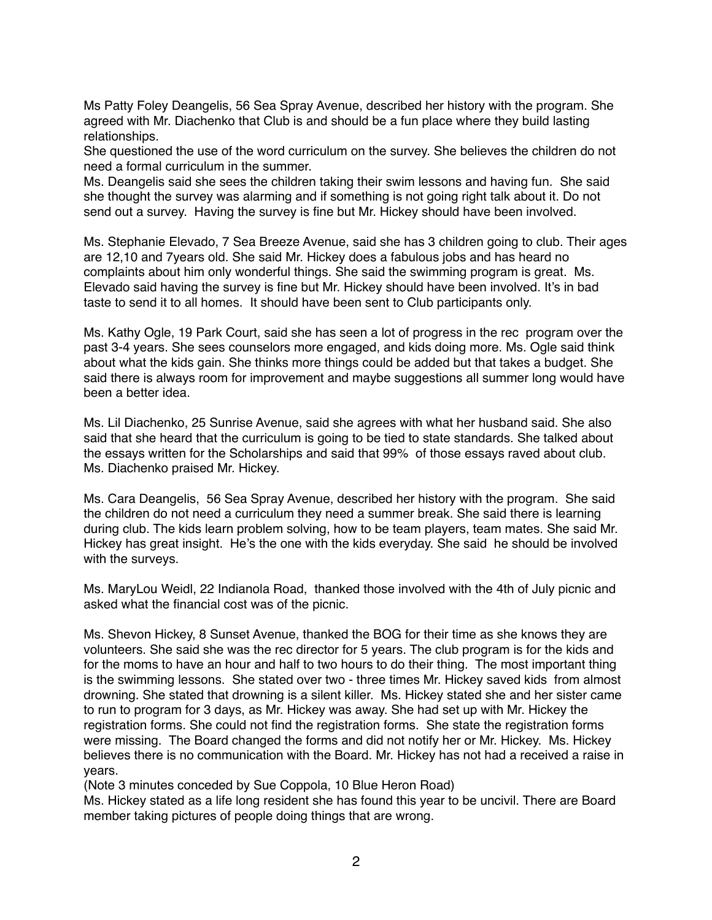Ms Patty Foley Deangelis, 56 Sea Spray Avenue, described her history with the program. She agreed with Mr. Diachenko that Club is and should be a fun place where they build lasting relationships.
She questioned the use of the word curriculum on the survey. She believes the children do not need a formal curriculum in the summer.
Ms. Deangelis said she sees the children taking their swim lessons and having fun. She said she thought the survey was alarming and if something is not going right talk about it. Do not send out a survey. Having the survey is fine but Mr. Hickey should have been involved.

Ms. Stephanie Elevado, 7 Sea Breeze Avenue, said she has 3 children going to club. Their ages are 12,10 and 7years old. She said Mr. Hickey does a fabulous jobs and has heard no complaints about him only wonderful things. She said the swimming program is great. Ms. Elevado said having the survey is fine but Mr. Hickey should have been involved. It's in bad taste to send it to all homes. It should have been sent to Club participants only.

Ms. Kathy Ogle, 19 Park Court, said she has seen a lot of progress in the rec program over the past 3-4 years. She sees counselors more engaged, and kids doing more. Ms. Ogle said think about what the kids gain. She thinks more things could be added but that takes a budget. She said there is always room for improvement and maybe suggestions all summer long would have been a better idea.

Ms. Lil Diachenko, 25 Sunrise Avenue, said she agrees with what her husband said. She also said that she heard that the curriculum is going to be tied to state standards. She talked about the essays written for the Scholarships and said that 99% of those essays raved about club. Ms. Diachenko praised Mr. Hickey.

Ms. Cara Deangelis, 56 Sea Spray Avenue, described her history with the program. She said the children do not need a curriculum they need a summer break. She said there is learning during club. The kids learn problem solving, how to be team players, team mates. She said Mr. Hickey has great insight. He's the one with the kids everyday. She said he should be involved with the surveys.

Ms. MaryLou Weidl, 22 Indianola Road, thanked those involved with the 4th of July picnic and asked what the financial cost was of the picnic.

Ms. Shevon Hickey, 8 Sunset Avenue, thanked the BOG for their time as she knows they are volunteers. She said she was the rec director for 5 years. The club program is for the kids and for the moms to have an hour and half to two hours to do their thing. The most important thing is the swimming lessons. She stated over two - three times Mr. Hickey saved kids from almost drowning. She stated that drowning is a silent killer. Ms. Hickey stated she and her sister came to run to program for 3 days, as Mr. Hickey was away. She had set up with Mr. Hickey the registration forms. She could not find the registration forms. She state the registration forms were missing. The Board changed the forms and did not notify her or Mr. Hickey. Ms. Hickey believes there is no communication with the Board. Mr. Hickey has not had a received a raise in years.
(Note 3 minutes conceded by Sue Coppola, 10 Blue Heron Road)
Ms. Hickey stated as a life long resident she has found this year to be uncivil. There are Board member taking pictures of people doing things that are wrong.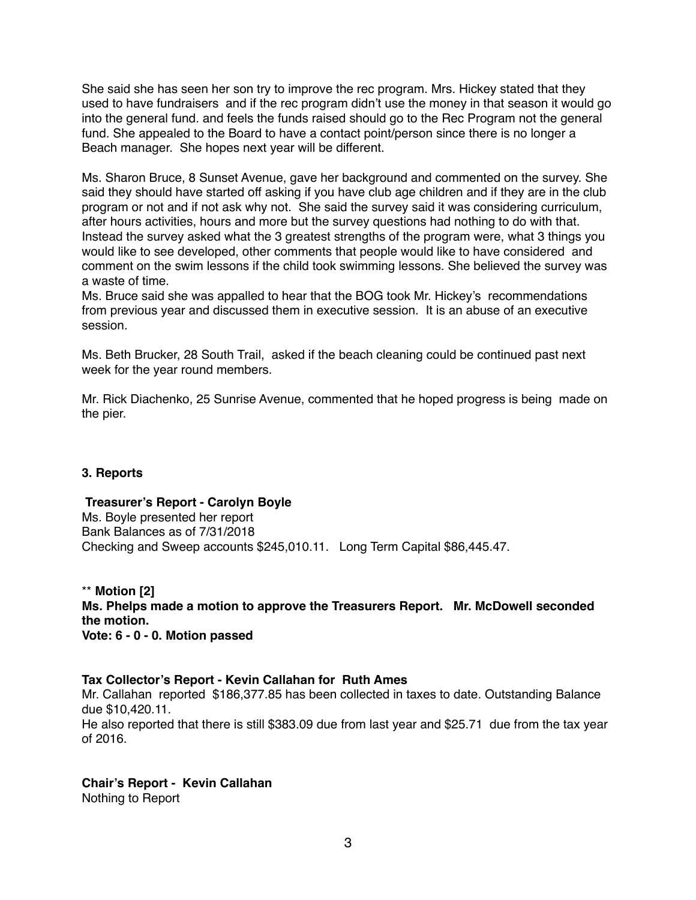She said she has seen her son try to improve the rec program. Mrs. Hickey stated that they used to have fundraisers and if the rec program didn't use the money in that season it would go into the general fund. and feels the funds raised should go to the Rec Program not the general fund. She appealed to the Board to have a contact point/person since there is no longer a Beach manager. She hopes next year will be different.

Ms. Sharon Bruce, 8 Sunset Avenue, gave her background and commented on the survey. She said they should have started off asking if you have club age children and if they are in the club program or not and if not ask why not. She said the survey said it was considering curriculum, after hours activities, hours and more but the survey questions had nothing to do with that. Instead the survey asked what the 3 greatest strengths of the program were, what 3 things you would like to see developed, other comments that people would like to have considered and comment on the swim lessons if the child took swimming lessons. She believed the survey was a waste of time.
Ms. Bruce said she was appalled to hear that the BOG took Mr. Hickey's recommendations from previous year and discussed them in executive session. It is an abuse of an executive session.

Ms. Beth Brucker, 28 South Trail, asked if the beach cleaning could be continued past next week for the year round members.

Mr. Rick Diachenko, 25 Sunrise Avenue, commented that he hoped progress is being made on the pier.

### 3. Reports

**Treasurer's Report - Carolyn Boyle**
Ms. Boyle presented her report
Bank Balances as of 7/31/2018
Checking and Sweep accounts $245,010.11. Long Term Capital $86,445.47.

** **Motion [2]**
**Ms. Phelps made a motion to approve the Treasurers Report. Mr. McDowell seconded the motion.**
**Vote: 6 - 0 - 0. Motion passed**

**Tax Collector's Report - Kevin Callahan for Ruth Ames**
Mr. Callahan reported $186,377.85 has been collected in taxes to date. Outstanding Balance due $10,420.11.
He also reported that there is still $383.09 due from last year and $25.71 due from the tax year of 2016.

**Chair's Report - Kevin Callahan**
Nothing to Report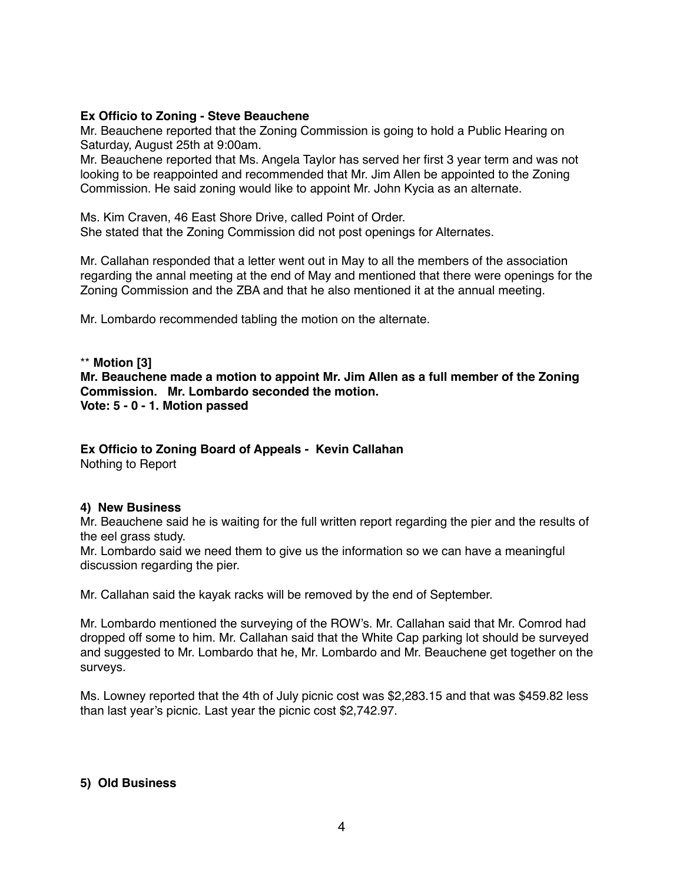**Ex Officio to Zoning - Steve Beauchene**

Mr. Beauchene reported that the Zoning Commission is going to hold a Public Hearing on Saturday, August 25th at 9:00am.

Mr. Beauchene reported that Ms. Angela Taylor has served her first 3 year term and was not looking to be reappointed and recommended that Mr. Jim Allen be appointed to the Zoning Commission. He said zoning would like to appoint Mr. John Kycia as an alternate.

Ms. Kim Craven, 46 East Shore Drive, called Point of Order.
She stated that the Zoning Commission did not post openings for Alternates.

Mr. Callahan responded that a letter went out in May to all the members of the association regarding the annal meeting at the end of May and mentioned that there were openings for the Zoning Commission and the ZBA and that he also mentioned it at the annual meeting.

Mr. Lombardo recommended tabling the motion on the alternate.

** **Motion [3]**
**Mr. Beauchene made a motion to appoint Mr. Jim Allen as a full member of the Zoning Commission. Mr. Lombardo seconded the motion.**
**Vote: 5 - 0 - 1. Motion passed**

**Ex Officio to Zoning Board of Appeals - Kevin Callahan**

Nothing to Report

**4) New Business**

Mr. Beauchene said he is waiting for the full written report regarding the pier and the results of the eel grass study.

Mr. Lombardo said we need them to give us the information so we can have a meaningful discussion regarding the pier.

Mr. Callahan said the kayak racks will be removed by the end of September.

Mr. Lombardo mentioned the surveying of the ROW's. Mr. Callahan said that Mr. Comrod had dropped off some to him. Mr. Callahan said that the White Cap parking lot should be surveyed and suggested to Mr. Lombardo that he, Mr. Lombardo and Mr. Beauchene get together on the surveys.

Ms. Lowney reported that the 4th of July picnic cost was $2,283.15 and that was $459.82 less than last year's picnic. Last year the picnic cost $2,742.97.

**5) Old Business**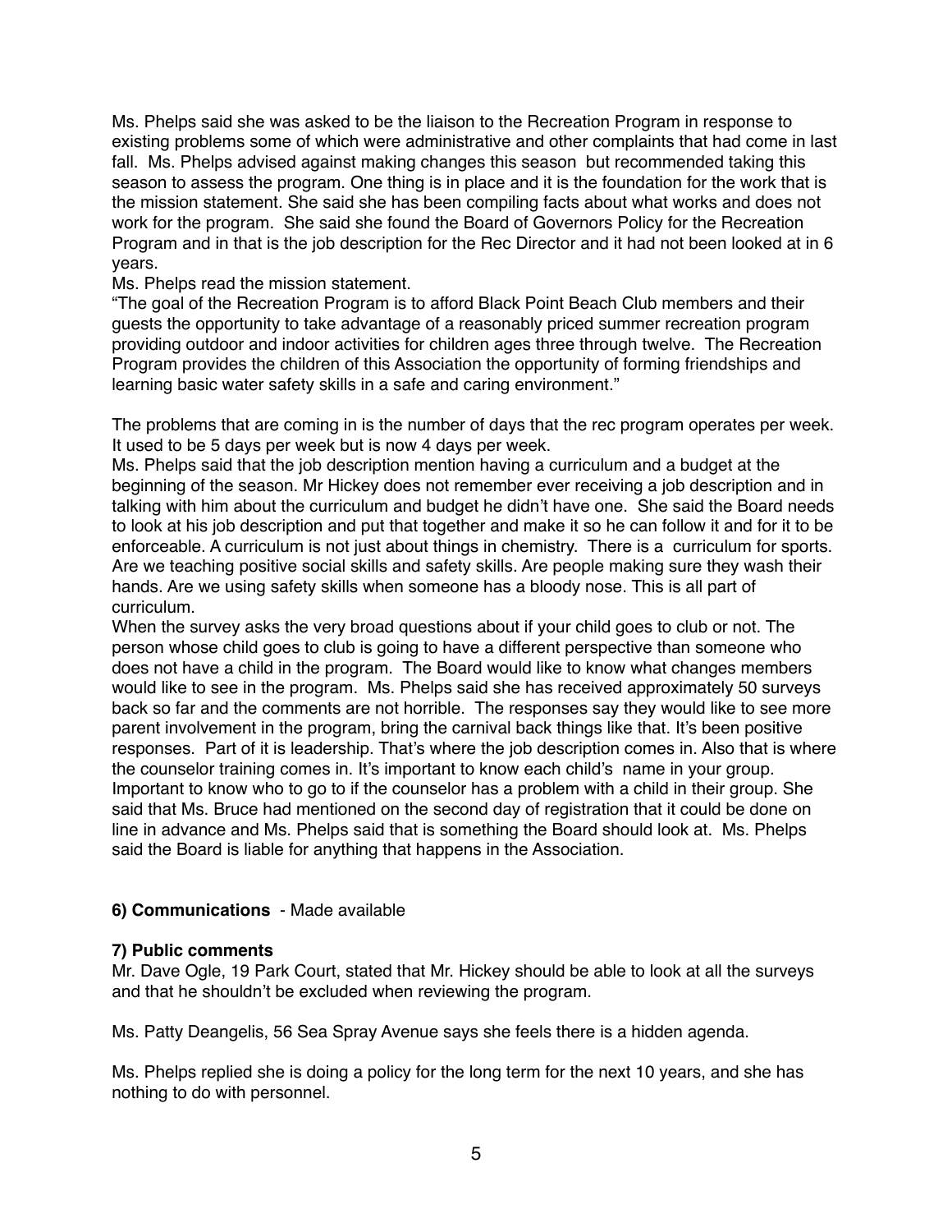Ms. Phelps said she was asked to be the liaison to the Recreation Program in response to existing problems some of which were administrative and other complaints that had come in last fall. Ms. Phelps advised against making changes this season but recommended taking this season to assess the program. One thing is in place and it is the foundation for the work that is the mission statement. She said she has been compiling facts about what works and does not work for the program. She said she found the Board of Governors Policy for the Recreation Program and in that is the job description for the Rec Director and it had not been looked at in 6 years.

Ms. Phelps read the mission statement.

"The goal of the Recreation Program is to afford Black Point Beach Club members and their guests the opportunity to take advantage of a reasonably priced summer recreation program providing outdoor and indoor activities for children ages three through twelve. The Recreation Program provides the children of this Association the opportunity of forming friendships and learning basic water safety skills in a safe and caring environment."

The problems that are coming in is the number of days that the rec program operates per week. It used to be 5 days per week but is now 4 days per week.

Ms. Phelps said that the job description mention having a curriculum and a budget at the beginning of the season. Mr Hickey does not remember ever receiving a job description and in talking with him about the curriculum and budget he didn't have one. She said the Board needs to look at his job description and put that together and make it so he can follow it and for it to be enforceable. A curriculum is not just about things in chemistry. There is a curriculum for sports. Are we teaching positive social skills and safety skills. Are people making sure they wash their hands. Are we using safety skills when someone has a bloody nose. This is all part of curriculum.

When the survey asks the very broad questions about if your child goes to club or not. The person whose child goes to club is going to have a different perspective than someone who does not have a child in the program. The Board would like to know what changes members would like to see in the program. Ms. Phelps said she has received approximately 50 surveys back so far and the comments are not horrible. The responses say they would like to see more parent involvement in the program, bring the carnival back things like that. It's been positive responses. Part of it is leadership. That's where the job description comes in. Also that is where the counselor training comes in. It's important to know each child's name in your group. Important to know who to go to if the counselor has a problem with a child in their group. She said that Ms. Bruce had mentioned on the second day of registration that it could be done on line in advance and Ms. Phelps said that is something the Board should look at. Ms. Phelps said the Board is liable for anything that happens in the Association.

**6) Communications** - Made available

**7) Public comments**

Mr. Dave Ogle, 19 Park Court, stated that Mr. Hickey should be able to look at all the surveys and that he shouldn't be excluded when reviewing the program.

Ms. Patty Deangelis, 56 Sea Spray Avenue says she feels there is a hidden agenda.

Ms. Phelps replied she is doing a policy for the long term for the next 10 years, and she has nothing to do with personnel.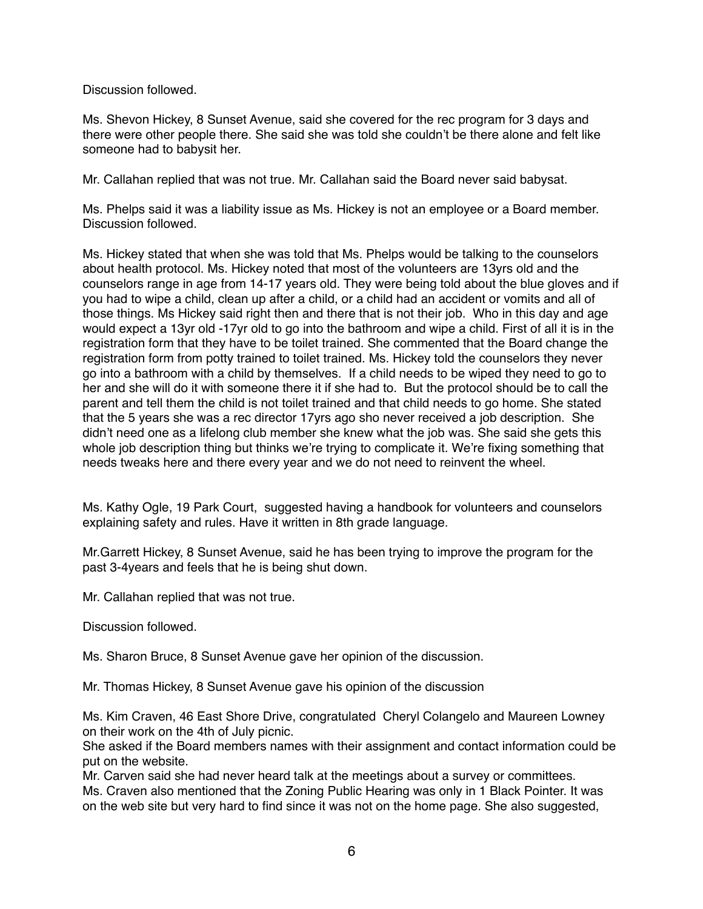Discussion followed.

Ms. Shevon Hickey, 8 Sunset Avenue, said she covered for the rec program for 3 days and there were other people there. She said she was told she couldn't be there alone and felt like someone had to babysit her.

Mr. Callahan replied that was not true. Mr. Callahan said the Board never said babysat.

Ms. Phelps said it was a liability issue as Ms. Hickey is not an employee or a Board member. Discussion followed.

Ms. Hickey stated that when she was told that Ms. Phelps would be talking to the counselors about health protocol. Ms. Hickey noted that most of the volunteers are 13yrs old and the counselors range in age from 14-17 years old. They were being told about the blue gloves and if you had to wipe a child, clean up after a child, or a child had an accident or vomits and all of those things. Ms Hickey said right then and there that is not their job. Who in this day and age would expect a 13yr old -17yr old to go into the bathroom and wipe a child. First of all it is in the registration form that they have to be toilet trained. She commented that the Board change the registration form from potty trained to toilet trained. Ms. Hickey told the counselors they never go into a bathroom with a child by themselves. If a child needs to be wiped they need to go to her and she will do it with someone there it if she had to. But the protocol should be to call the parent and tell them the child is not toilet trained and that child needs to go home. She stated that the 5 years she was a rec director 17yrs ago sho never received a job description. She didn't need one as a lifelong club member she knew what the job was. She said she gets this whole job description thing but thinks we're trying to complicate it. We're fixing something that needs tweaks here and there every year and we do not need to reinvent the wheel.

Ms. Kathy Ogle, 19 Park Court, suggested having a handbook for volunteers and counselors explaining safety and rules. Have it written in 8th grade language.

Mr.Garrett Hickey, 8 Sunset Avenue, said he has been trying to improve the program for the past 3-4years and feels that he is being shut down.

Mr. Callahan replied that was not true.

Discussion followed.

Ms. Sharon Bruce, 8 Sunset Avenue gave her opinion of the discussion.

Mr. Thomas Hickey, 8 Sunset Avenue gave his opinion of the discussion

Ms. Kim Craven, 46 East Shore Drive, congratulated Cheryl Colangelo and Maureen Lowney on their work on the 4th of July picnic.
She asked if the Board members names with their assignment and contact information could be put on the website.
Mr. Carven said she had never heard talk at the meetings about a survey or committees.
Ms. Craven also mentioned that the Zoning Public Hearing was only in 1 Black Pointer. It was on the web site but very hard to find since it was not on the home page. She also suggested,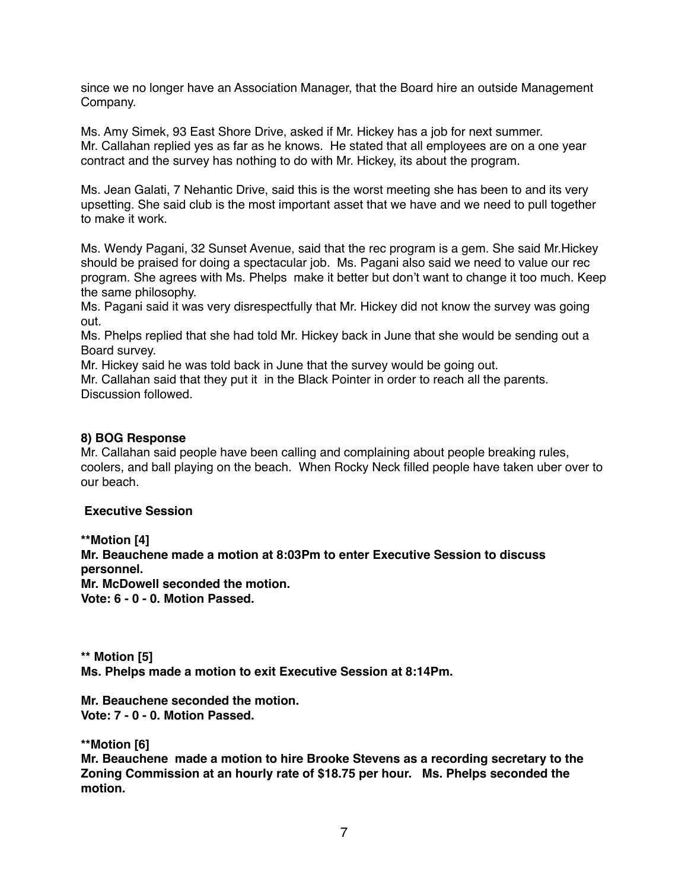since we no longer have an Association Manager, that the Board hire an outside Management Company.

Ms. Amy Simek, 93 East Shore Drive, asked if Mr. Hickey has a job for next summer.
Mr. Callahan replied yes as far as he knows. He stated that all employees are on a one year contract and the survey has nothing to do with Mr. Hickey, its about the program.

Ms. Jean Galati, 7 Nehantic Drive, said this is the worst meeting she has been to and its very upsetting. She said club is the most important asset that we have and we need to pull together to make it work.

Ms. Wendy Pagani, 32 Sunset Avenue, said that the rec program is a gem. She said Mr.Hickey should be praised for doing a spectacular job. Ms. Pagani also said we need to value our rec program. She agrees with Ms. Phelps make it better but don't want to change it too much. Keep the same philosophy.
Ms. Pagani said it was very disrespectfully that Mr. Hickey did not know the survey was going out.
Ms. Phelps replied that she had told Mr. Hickey back in June that she would be sending out a Board survey.
Mr. Hickey said he was told back in June that the survey would be going out.
Mr. Callahan said that they put it in the Black Pointer in order to reach all the parents.
Discussion followed.

**8) BOG Response**

Mr. Callahan said people have been calling and complaining about people breaking rules, coolers, and ball playing on the beach. When Rocky Neck filled people have taken uber over to our beach.

**Executive Session**

**\*\*Motion [4]**
**Mr. Beauchene made a motion at 8:03Pm to enter Executive Session to discuss personnel.**
**Mr. McDowell seconded the motion.**
**Vote: 6 - 0 - 0. Motion Passed.**

**\*\* Motion [5]**
**Ms. Phelps made a motion to exit Executive Session at 8:14Pm.**

**Mr. Beauchene seconded the motion.**
**Vote: 7 - 0 - 0. Motion Passed.**

**\*\*Motion [6]**
**Mr. Beauchene made a motion to hire Brooke Stevens as a recording secretary to the Zoning Commission at an hourly rate of $18.75 per hour. Ms. Phelps seconded the motion.**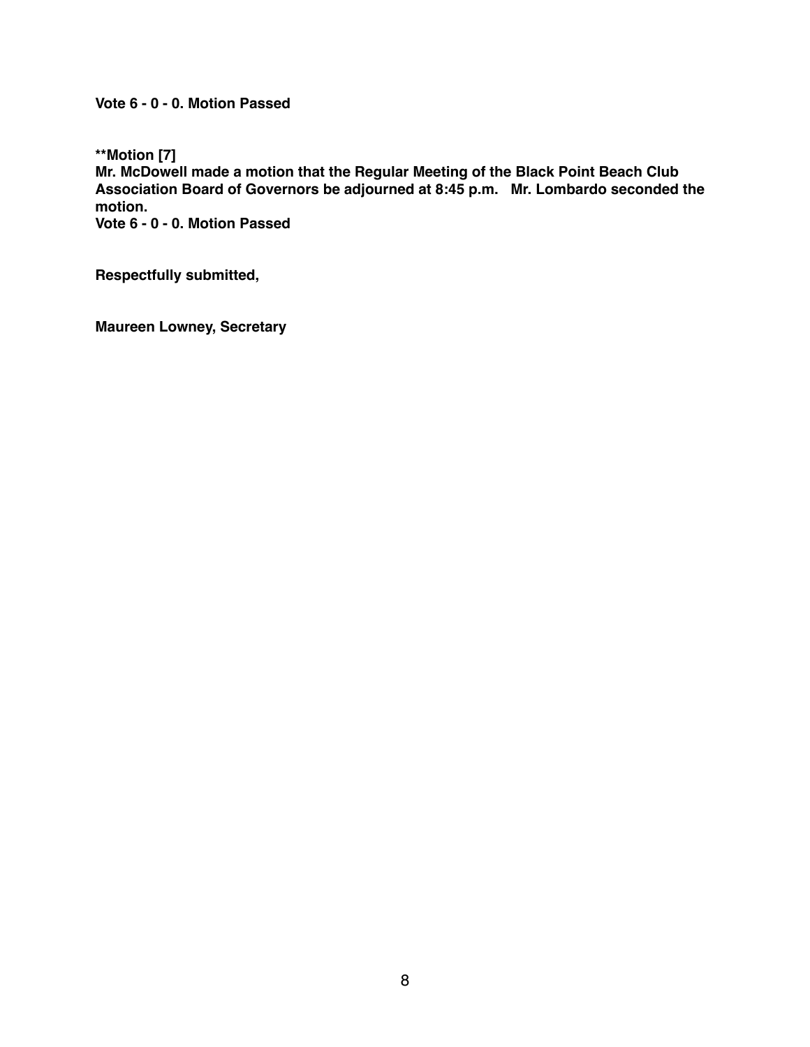**Vote 6 - 0 - 0. Motion Passed**

**Motion [7]**
**Mr. McDowell made a motion that the Regular Meeting of the Black Point Beach Club Association Board of Governors be adjourned at 8:45 p.m. Mr. Lombardo seconded the motion.**
**Vote 6 - 0 - 0. Motion Passed**

**Respectfully submitted,**

**Maureen Lowney, Secretary**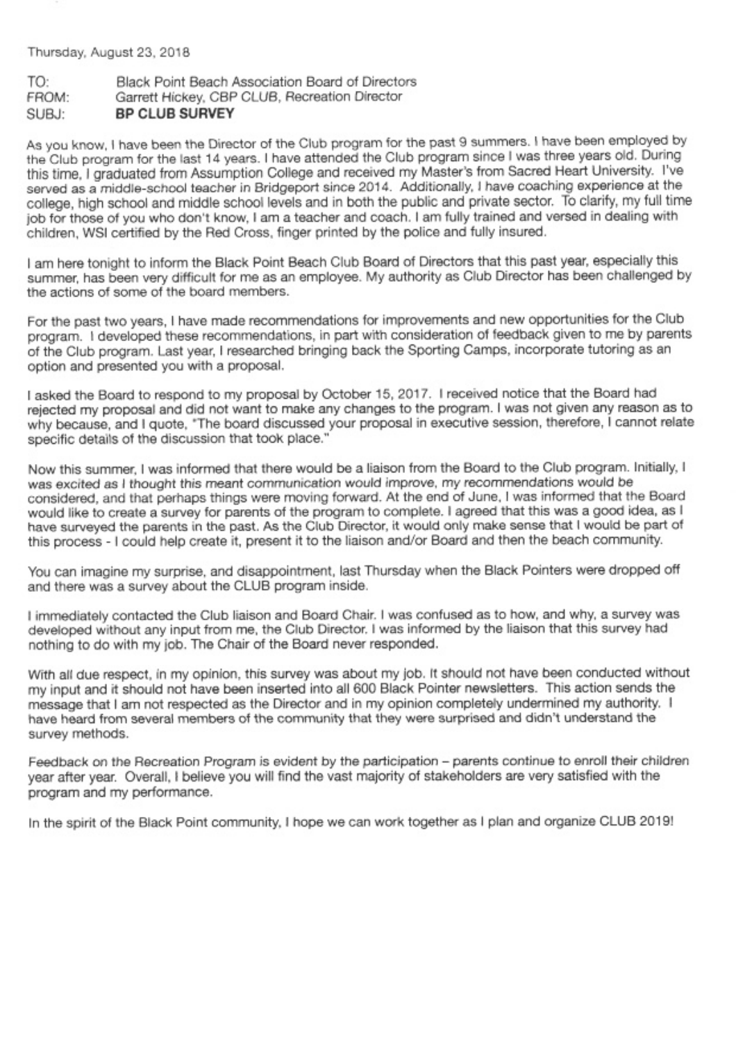Thursday, August 23, 2018

TO: Black Point Beach Association Board of Directors
FROM: Garrett Hickey, CBP CLUB, Recreation Director
SUBJ: **BP CLUB SURVEY**

As you know, I have been the Director of the Club program for the past 9 summers. I have been employed by the Club program for the last 14 years. I have attended the Club program since I was three years old. During this time, I graduated from Assumption College and received my Master's from Sacred Heart University. I've served as a middle-school teacher in Bridgeport since 2014. Additionally, I have coaching experience at the college, high school and middle school levels and in both the public and private sector. To clarify, my full time job for those of you who don't know, I am a teacher and coach. I am fully trained and versed in dealing with children, WSI certified by the Red Cross, finger printed by the police and fully insured.

I am here tonight to inform the Black Point Beach Club Board of Directors that this past year, especially this summer, has been very difficult for me as an employee. My authority as Club Director has been challenged by the actions of some of the board members.

For the past two years, I have made recommendations for improvements and new opportunities for the Club program. I developed these recommendations, in part with consideration of feedback given to me by parents of the Club program. Last year, I researched bringing back the Sporting Camps, incorporate tutoring as an option and presented you with a proposal.

I asked the Board to respond to my proposal by October 15, 2017. I received notice that the Board had rejected my proposal and did not want to make any changes to the program. I was not given any reason as to why because, and I quote, "The board discussed your proposal in executive session, therefore, I cannot relate specific details of the discussion that took place."

Now this summer, I was informed that there would be a liaison from the Board to the Club program. Initially, I was excited as I thought this meant communication would improve, my recommendations would be considered, and that perhaps things were moving forward. At the end of June, I was informed that the Board would like to create a survey for parents of the program to complete. I agreed that this was a good idea, as I have surveyed the parents in the past. As the Club Director, it would only make sense that I would be part of this process - I could help create it, present it to the liaison and/or Board and then the beach community.

You can imagine my surprise, and disappointment, last Thursday when the Black Pointers were dropped off and there was a survey about the CLUB program inside.

I immediately contacted the Club liaison and Board Chair. I was confused as to how, and why, a survey was developed without any input from me, the Club Director. I was informed by the liaison that this survey had nothing to do with my job. The Chair of the Board never responded.

With all due respect, in my opinion, this survey was about my job. It should not have been conducted without my input and it should not have been inserted into all 600 Black Pointer newsletters. This action sends the message that I am not respected as the Director and in my opinion completely undermined my authority. I have heard from several members of the community that they were surprised and didn't understand the survey methods.

Feedback on the Recreation Program is evident by the participation - parents continue to enroll their children year after year. Overall, I believe you will find the vast majority of stakeholders are very satisfied with the program and my performance.

In the spirit of the Black Point community, I hope we can work together as I plan and organize CLUB 2019!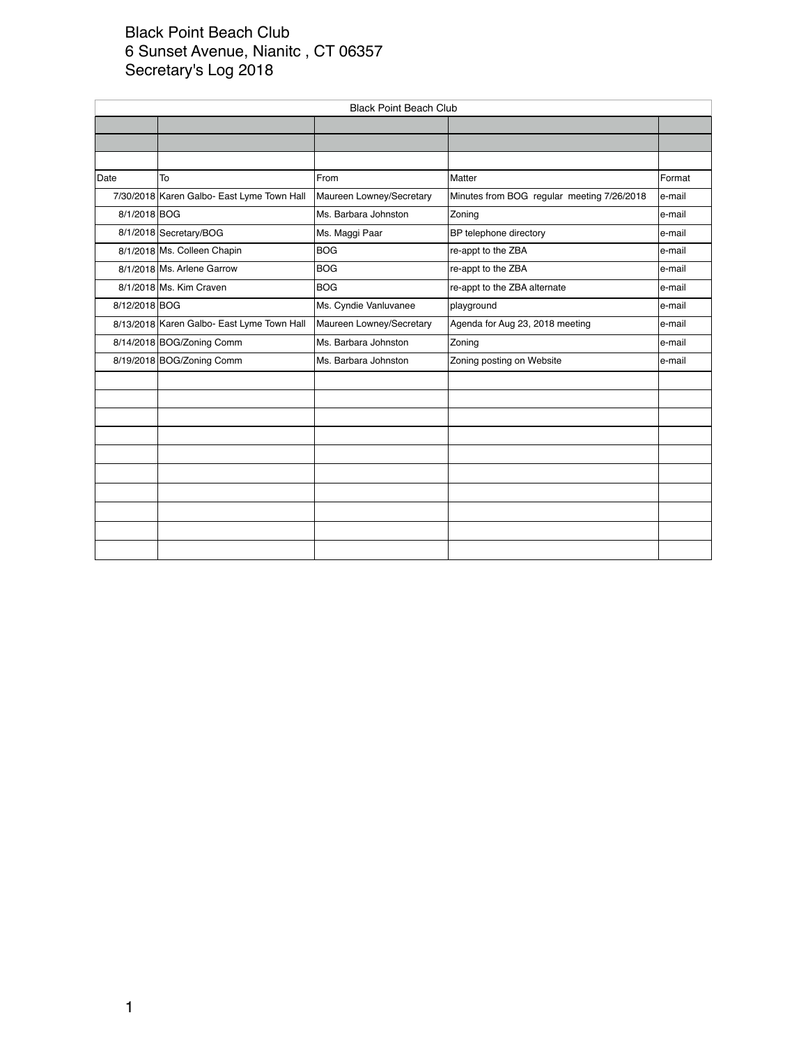Black Point Beach Club
6 Sunset Avenue, Nianitc , CT 06357
Secretary's Log 2018

| Black Point Beach Club | | | | |
|---|---|---|---|---|
| | | | | |
| | | | | |
| | | | | |
| Date | To | From | Matter | Format |
| 7/30/2018 | Karen Galbo- East Lyme Town Hall | Maureen Lowney/Secretary | Minutes from BOG regular meeting 7/26/2018 | e-mail |
| 8/1/2018 | BOG | Ms. Barbara Johnston | Zoning | e-mail |
| 8/1/2018 | Secretary/BOG | Ms. Maggi Paar | BP telephone directory | e-mail |
| 8/1/2018 | Ms. Colleen Chapin | BOG | re-appt to the ZBA | e-mail |
| 8/1/2018 | Ms. Arlene Garrow | BOG | re-appt to the ZBA | e-mail |
| 8/1/2018 | Ms. Kim Craven | BOG | re-appt to the ZBA alternate | e-mail |
| 8/12/2018 | BOG | Ms. Cyndie Vanluvanee | playground | e-mail |
| 8/13/2018 | Karen Galbo- East Lyme Town Hall | Maureen Lowney/Secretary | Agenda for Aug 23, 2018 meeting | e-mail |
| 8/14/2018 | BOG/Zoning Comm | Ms. Barbara Johnston | Zoning | e-mail |
| 8/19/2018 | BOG/Zoning Comm | Ms. Barbara Johnston | Zoning posting on Website | e-mail |
| | | | | |
| | | | | |
| | | | | |
| | | | | |
| | | | | |
| | | | | |
| | | | | |
| | | | | |
| | | | | |
| | | | | |